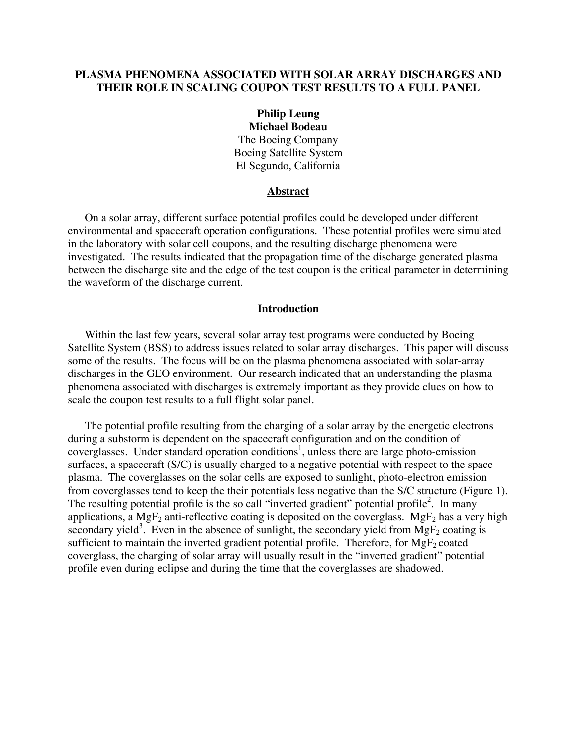# PLASMA PHENOMENA ASSOCIATED WITH SOLAR ARRAY DISCHARGES AND THEIR ROLE IN SCALING COUPON TEST RESULTS TO A FULL PANEL

**Philip Leung**
**Michael Bodeau**
The Boeing Company
Boeing Satellite System
El Segundo, California

## Abstract

On a solar array, different surface potential profiles could be developed under different environmental and spacecraft operation configurations. These potential profiles were simulated in the laboratory with solar cell coupons, and the resulting discharge phenomena were investigated. The results indicated that the propagation time of the discharge generated plasma between the discharge site and the edge of the test coupon is the critical parameter in determining the waveform of the discharge current.

## Introduction

Within the last few years, several solar array test programs were conducted by Boeing Satellite System (BSS) to address issues related to solar array discharges. This paper will discuss some of the results. The focus will be on the plasma phenomena associated with solar-array discharges in the GEO environment. Our research indicated that an understanding the plasma phenomena associated with discharges is extremely important as they provide clues on how to scale the coupon test results to a full flight solar panel.

The potential profile resulting from the charging of a solar array by the energetic electrons during a substorm is dependent on the spacecraft configuration and on the condition of coverglasses. Under standard operation conditions[1], unless there are large photo-emission surfaces, a spacecraft (S/C) is usually charged to a negative potential with respect to the space plasma. The coverglasses on the solar cells are exposed to sunlight, photo-electron emission from coverglasses tend to keep the their potentials less negative than the S/C structure (Figure 1). The resulting potential profile is the so call "inverted gradient" potential profile[2]. In many applications, a $MgF_2$ anti-reflective coating is deposited on the coverglass. $MgF_2$ has a very high secondary yield[3]. Even in the absence of sunlight, the secondary yield from $MgF_2$ coating is sufficient to maintain the inverted gradient potential profile. Therefore, for $MgF_2$ coated coverglass, the charging of solar array will usually result in the "inverted gradient" potential profile even during eclipse and during the time that the coverglasses are shadowed.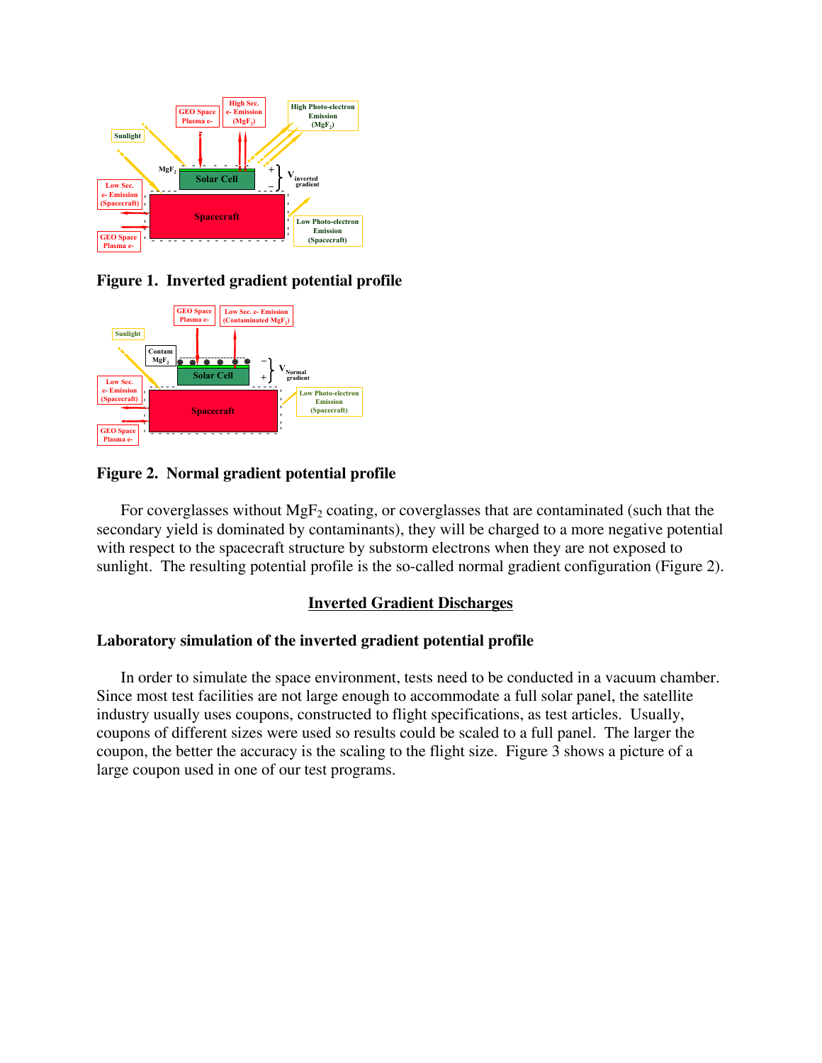Figure 1.  Inverted gradient potential profile

Figure 2.  Normal gradient potential profile

For coverglasses without $MgF_2$ coating, or coverglasses that are contaminated (such that the secondary yield is dominated by contaminants), they will be charged to a more negative potential with respect to the spacecraft structure by substorm electrons when they are not exposed to sunlight.  The resulting potential profile is the so-called normal gradient configuration (Figure 2).

## Inverted Gradient Discharges

### Laboratory simulation of the inverted gradient potential profile

In order to simulate the space environment, tests need to be conducted in a vacuum chamber.  Since most test facilities are not large enough to accommodate a full solar panel, the satellite industry usually uses coupons, constructed to flight specifications, as test articles.  Usually, coupons of different sizes were used so results could be scaled to a full panel.  The larger the coupon, the better the accuracy is the scaling to the flight size.  Figure 3 shows a picture of a large coupon used in one of our test programs.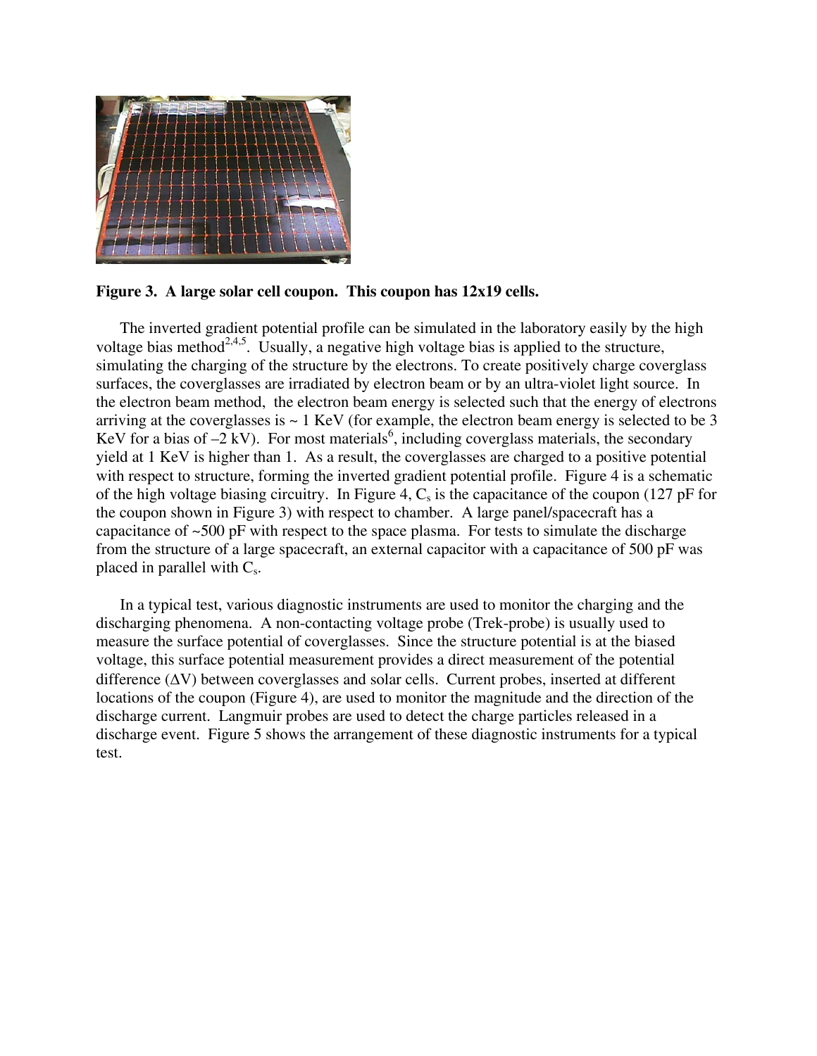**Figure 3. A large solar cell coupon. This coupon has 12x19 cells.**

The inverted gradient potential profile can be simulated in the laboratory easily by the high voltage bias method[2,4,5]. Usually, a negative high voltage bias is applied to the structure, simulating the charging of the structure by the electrons. To create positively charge coverglass surfaces, the coverglasses are irradiated by electron beam or by an ultra-violet light source. In the electron beam method, the electron beam energy is selected such that the energy of electrons arriving at the coverglasses is ~ 1 KeV (for example, the electron beam energy is selected to be 3 KeV for a bias of –2 kV). For most materials[6], including coverglass materials, the secondary yield at 1 KeV is higher than 1. As a result, the coverglasses are charged to a positive potential with respect to structure, forming the inverted gradient potential profile. Figure 4 is a schematic of the high voltage biasing circuitry. In Figure 4, $C_s$ is the capacitance of the coupon (127 pF for the coupon shown in Figure 3) with respect to chamber. A large panel/spacecraft has a capacitance of ~500 pF with respect to the space plasma. For tests to simulate the discharge from the structure of a large spacecraft, an external capacitor with a capacitance of 500 pF was placed in parallel with $C_s$.

In a typical test, various diagnostic instruments are used to monitor the charging and the discharging phenomena. A non-contacting voltage probe (Trek-probe) is usually used to measure the surface potential of coverglasses. Since the structure potential is at the biased voltage, this surface potential measurement provides a direct measurement of the potential difference ($\Delta V$) between coverglasses and solar cells. Current probes, inserted at different locations of the coupon (Figure 4), are used to monitor the magnitude and the direction of the discharge current. Langmuir probes are used to detect the charge particles released in a discharge event. Figure 5 shows the arrangement of these diagnostic instruments for a typical test.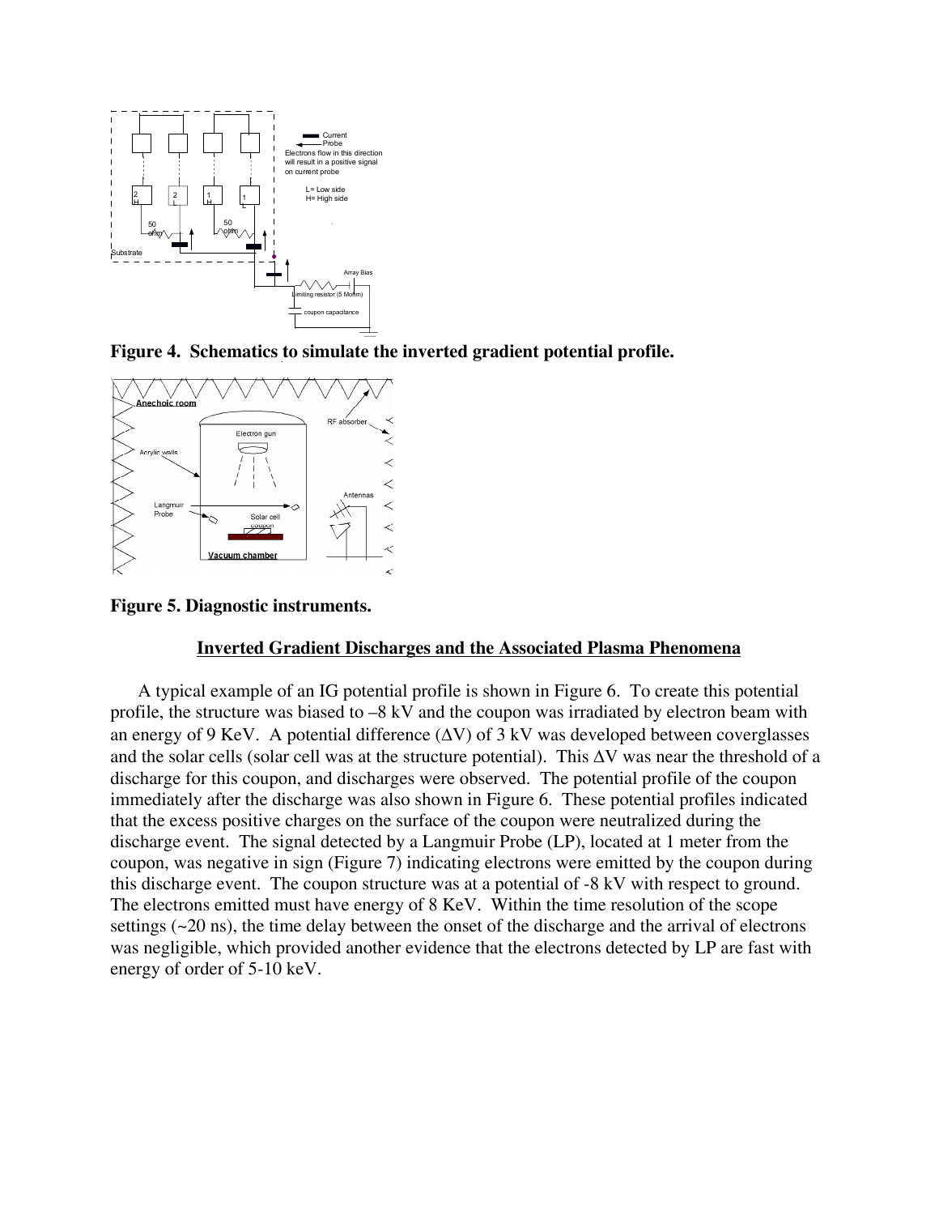Figure 4. Schematics to simulate the inverted gradient potential profile.

Figure 5. Diagnostic instruments.

## Inverted Gradient Discharges and the Associated Plasma Phenomena

A typical example of an IG potential profile is shown in Figure 6. To create this potential profile, the structure was biased to –8 kV and the coupon was irradiated by electron beam with an energy of 9 KeV. A potential difference ($\Delta V$) of 3 kV was developed between coverglasses and the solar cells (solar cell was at the structure potential). This $\Delta V$ was near the threshold of a discharge for this coupon, and discharges were observed. The potential profile of the coupon immediately after the discharge was also shown in Figure 6. These potential profiles indicated that the excess positive charges on the surface of the coupon were neutralized during the discharge event. The signal detected by a Langmuir Probe (LP), located at 1 meter from the coupon, was negative in sign (Figure 7) indicating electrons were emitted by the coupon during this discharge event. The coupon structure was at a potential of -8 kV with respect to ground. The electrons emitted must have energy of 8 KeV. Within the time resolution of the scope settings (~20 ns), the time delay between the onset of the discharge and the arrival of electrons was negligible, which provided another evidence that the electrons detected by LP are fast with energy of order of 5-10 keV.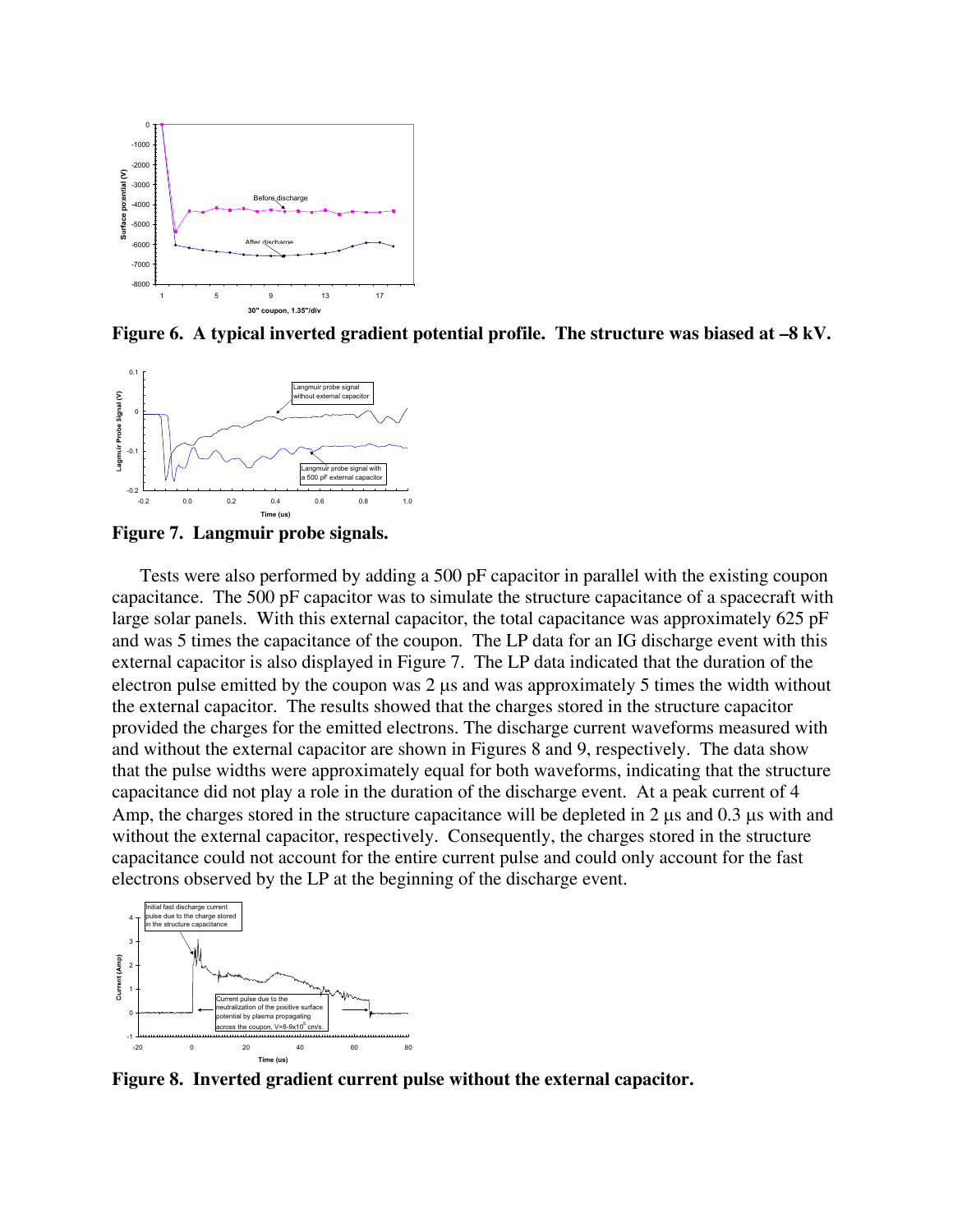**Figure 6. A typical inverted gradient potential profile. The structure was biased at –8 kV.**

**Figure 7. Langmuir probe signals.**

Tests were also performed by adding a 500 pF capacitor in parallel with the existing coupon capacitance. The 500 pF capacitor was to simulate the structure capacitance of a spacecraft with large solar panels. With this external capacitor, the total capacitance was approximately 625 pF and was 5 times the capacitance of the coupon. The LP data for an IG discharge event with this external capacitor is also displayed in Figure 7. The LP data indicated that the duration of the electron pulse emitted by the coupon was 2 µs and was approximately 5 times the width without the external capacitor. The results showed that the charges stored in the structure capacitor provided the charges for the emitted electrons. The discharge current waveforms measured with and without the external capacitor are shown in Figures 8 and 9, respectively. The data show that the pulse widths were approximately equal for both waveforms, indicating that the structure capacitance did not play a role in the duration of the discharge event. At a peak current of 4 Amp, the charges stored in the structure capacitance will be depleted in 2 µs and 0.3 µs with and without the external capacitor, respectively. Consequently, the charges stored in the structure capacitance could not account for the entire current pulse and could only account for the fast electrons observed by the LP at the beginning of the discharge event.

**Figure 8. Inverted gradient current pulse without the external capacitor.**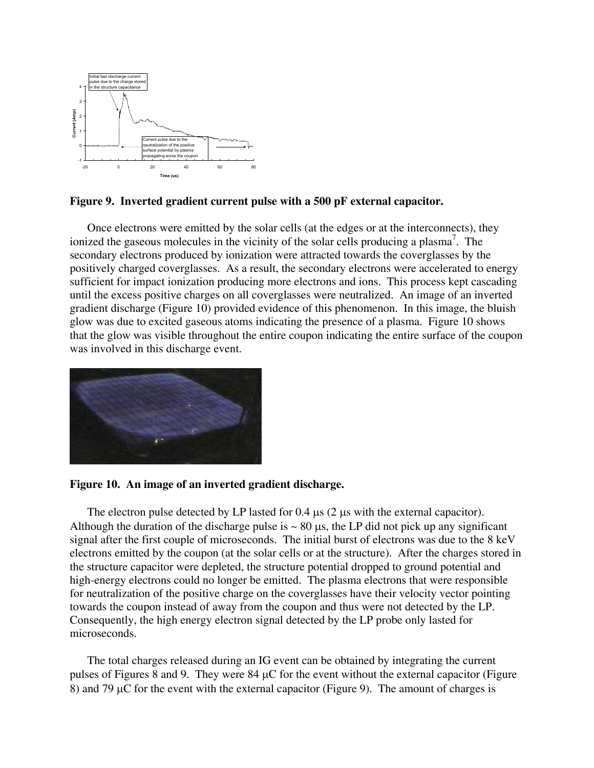**Figure 9. Inverted gradient current pulse with a 500 pF external capacitor.**

Once electrons were emitted by the solar cells (at the edges or at the interconnects), they ionized the gaseous molecules in the vicinity of the solar cells producing a plasma[7]. The secondary electrons produced by ionization were attracted towards the coverglasses by the positively charged coverglasses. As a result, the secondary electrons were accelerated to energy sufficient for impact ionization producing more electrons and ions. This process kept cascading until the excess positive charges on all coverglasses were neutralized. An image of an inverted gradient discharge (Figure 10) provided evidence of this phenomenon. In this image, the bluish glow was due to excited gaseous atoms indicating the presence of a plasma. Figure 10 shows that the glow was visible throughout the entire coupon indicating the entire surface of the coupon was involved in this discharge event.

**Figure 10. An image of an inverted gradient discharge.**

The electron pulse detected by LP lasted for 0.4 μs (2 μs with the external capacitor). Although the duration of the discharge pulse is ~ 80 μs, the LP did not pick up any significant signal after the first couple of microseconds. The initial burst of electrons was due to the 8 keV electrons emitted by the coupon (at the solar cells or at the structure). After the charges stored in the structure capacitor were depleted, the structure potential dropped to ground potential and high-energy electrons could no longer be emitted. The plasma electrons that were responsible for neutralization of the positive charge on the coverglasses have their velocity vector pointing towards the coupon instead of away from the coupon and thus were not detected by the LP. Consequently, the high energy electron signal detected by the LP probe only lasted for microseconds.

The total charges released during an IG event can be obtained by integrating the current pulses of Figures 8 and 9. They were 84 μC for the event without the external capacitor (Figure 8) and 79 μC for the event with the external capacitor (Figure 9). The amount of charges is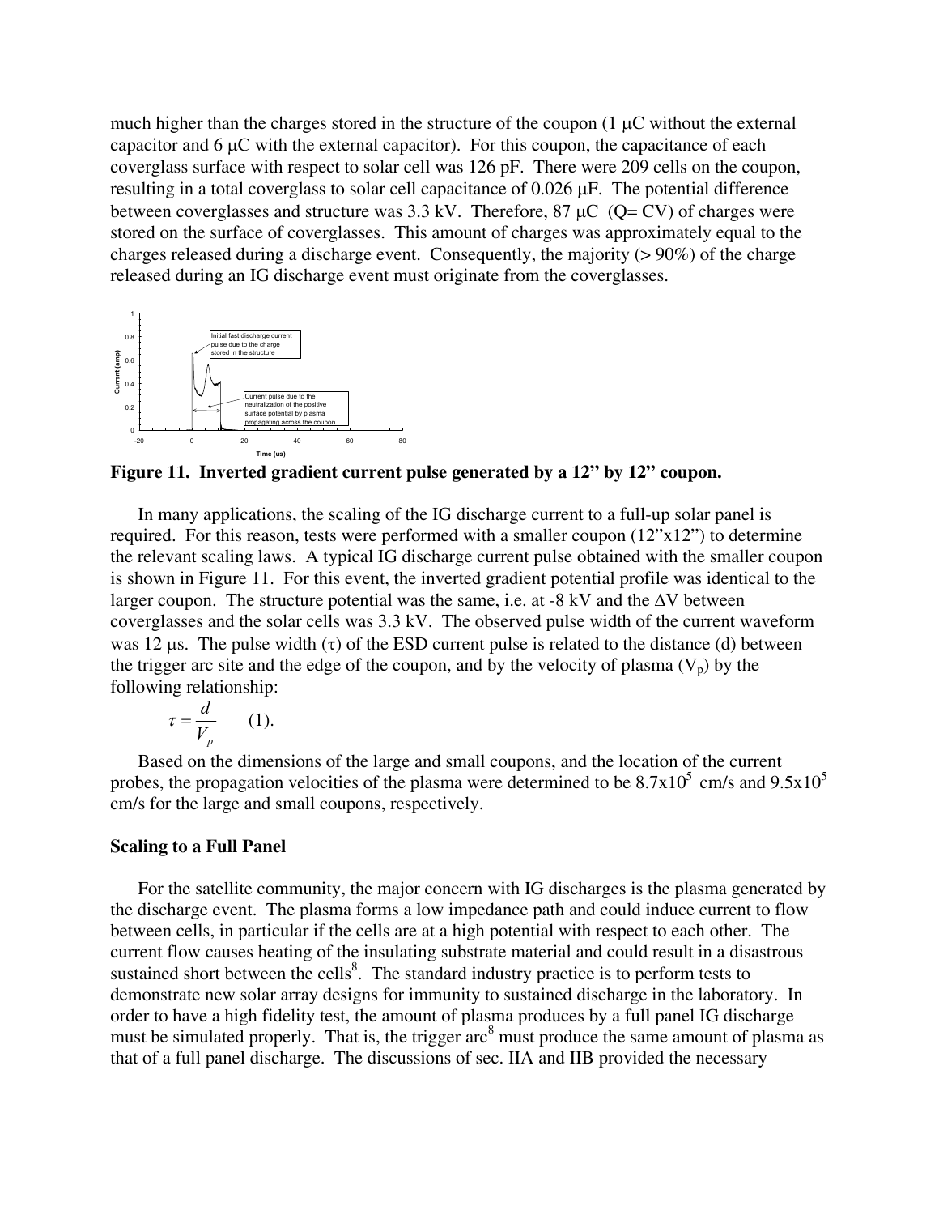much higher than the charges stored in the structure of the coupon (1 μC without the external capacitor and 6 μC with the external capacitor). For this coupon, the capacitance of each coverglass surface with respect to solar cell was 126 pF. There were 209 cells on the coupon, resulting in a total coverglass to solar cell capacitance of 0.026 μF. The potential difference between coverglasses and structure was 3.3 kV. Therefore, 87 μC ($Q = CV$) of charges were stored on the surface of coverglasses. This amount of charges was approximately equal to the charges released during a discharge event. Consequently, the majority (> 90%) of the charge released during an IG discharge event must originate from the coverglasses.

**Figure 11. Inverted gradient current pulse generated by a 12" by 12" coupon.**

In many applications, the scaling of the IG discharge current to a full-up solar panel is required. For this reason, tests were performed with a smaller coupon (12"x12") to determine the relevant scaling laws. A typical IG discharge current pulse obtained with the smaller coupon is shown in Figure 11. For this event, the inverted gradient potential profile was identical to the larger coupon. The structure potential was the same, i.e. at -8 kV and the $\Delta V$ between coverglasses and the solar cells was 3.3 kV. The observed pulse width of the current waveform was 12 μs. The pulse width ($\tau$) of the ESD current pulse is related to the distance (d) between the trigger arc site and the edge of the coupon, and by the velocity of plasma ($V_p$) by the following relationship:

$$\tau = \frac{d}{V_p} \qquad (1).$$

Based on the dimensions of the large and small coupons, and the location of the current probes, the propagation velocities of the plasma were determined to be $8.7 \times 10^5$ cm/s and $9.5 \times 10^5$ cm/s for the large and small coupons, respectively.

### Scaling to a Full Panel

For the satellite community, the major concern with IG discharges is the plasma generated by the discharge event. The plasma forms a low impedance path and could induce current to flow between cells, in particular if the cells are at a high potential with respect to each other. The current flow causes heating of the insulating substrate material and could result in a disastrous sustained short between the cells[8]. The standard industry practice is to perform tests to demonstrate new solar array designs for immunity to sustained discharge in the laboratory. In order to have a high fidelity test, the amount of plasma produces by a full panel IG discharge must be simulated properly. That is, the trigger arc[8] must produce the same amount of plasma as that of a full panel discharge. The discussions of sec. IIA and IIB provided the necessary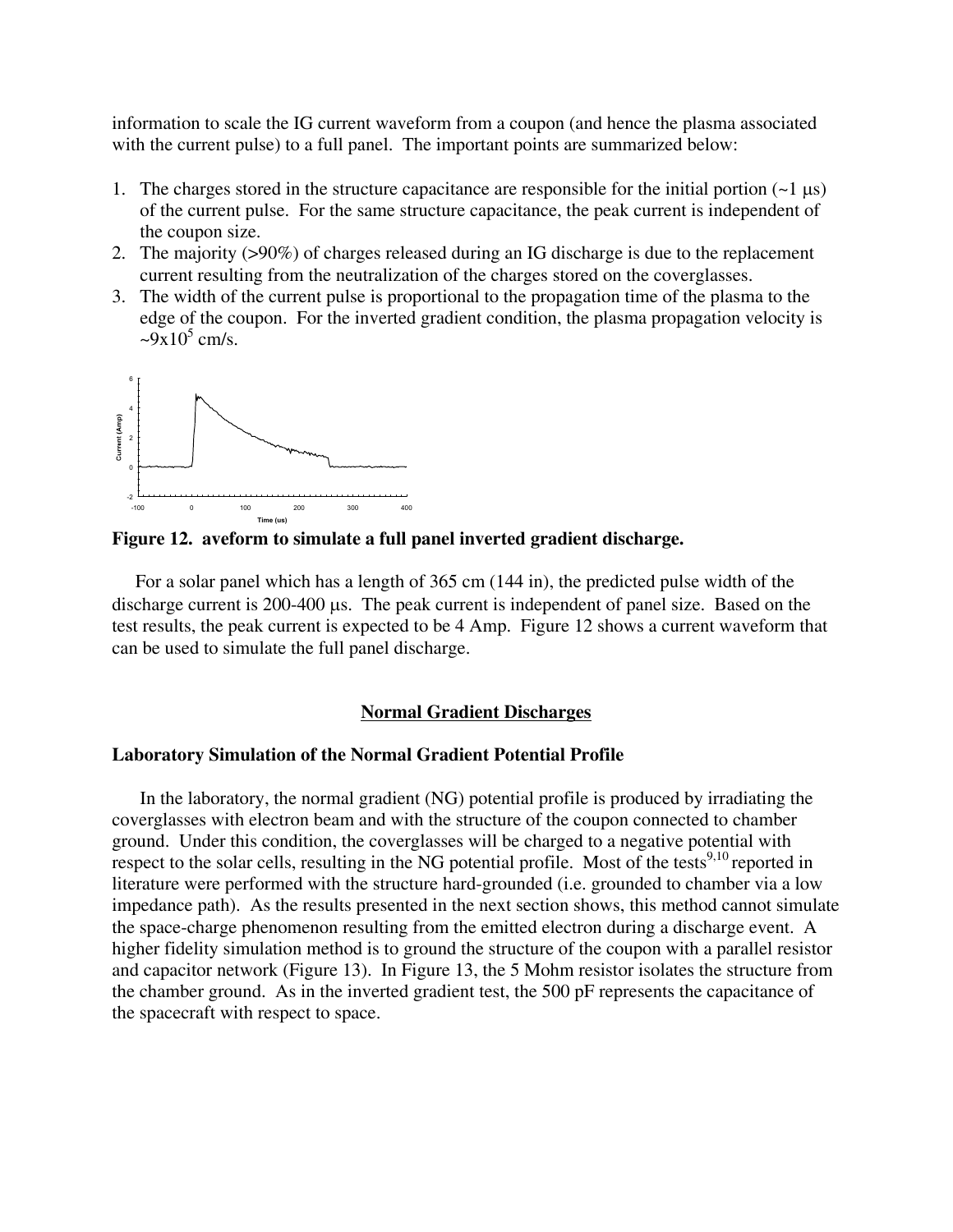information to scale the IG current waveform from a coupon (and hence the plasma associated with the current pulse) to a full panel. The important points are summarized below:

1. The charges stored in the structure capacitance are responsible for the initial portion (~1 μs) of the current pulse. For the same structure capacitance, the peak current is independent of the coupon size.
2. The majority (>90%) of charges released during an IG discharge is due to the replacement current resulting from the neutralization of the charges stored on the coverglasses.
3. The width of the current pulse is proportional to the propagation time of the plasma to the edge of the coupon. For the inverted gradient condition, the plasma propagation velocity is $\sim 9\times10^5$ cm/s.

**Figure 12. aveform to simulate a full panel inverted gradient discharge.**

For a solar panel which has a length of 365 cm (144 in), the predicted pulse width of the discharge current is 200-400 μs. The peak current is independent of panel size. Based on the test results, the peak current is expected to be 4 Amp. Figure 12 shows a current waveform that can be used to simulate the full panel discharge.

## Normal Gradient Discharges

### Laboratory Simulation of the Normal Gradient Potential Profile

In the laboratory, the normal gradient (NG) potential profile is produced by irradiating the coverglasses with electron beam and with the structure of the coupon connected to chamber ground. Under this condition, the coverglasses will be charged to a negative potential with respect to the solar cells, resulting in the NG potential profile. Most of the tests[9,10] reported in literature were performed with the structure hard-grounded (i.e. grounded to chamber via a low impedance path). As the results presented in the next section shows, this method cannot simulate the space-charge phenomenon resulting from the emitted electron during a discharge event. A higher fidelity simulation method is to ground the structure of the coupon with a parallel resistor and capacitor network (Figure 13). In Figure 13, the 5 Mohm resistor isolates the structure from the chamber ground. As in the inverted gradient test, the 500 pF represents the capacitance of the spacecraft with respect to space.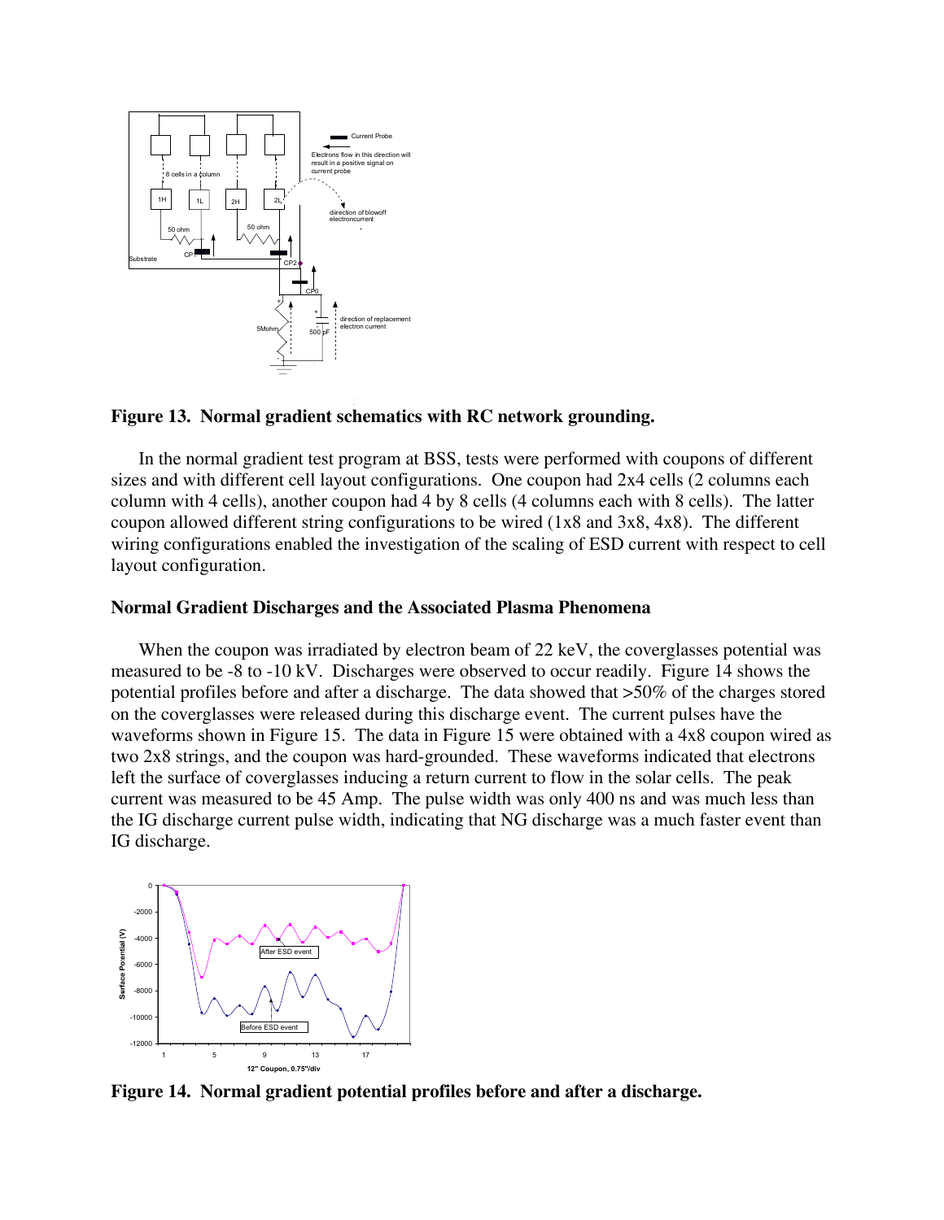**Figure 13. Normal gradient schematics with RC network grounding.**

In the normal gradient test program at BSS, tests were performed with coupons of different sizes and with different cell layout configurations. One coupon had 2x4 cells (2 columns each column with 4 cells), another coupon had 4 by 8 cells (4 columns each with 8 cells). The latter coupon allowed different string configurations to be wired (1x8 and 3x8, 4x8). The different wiring configurations enabled the investigation of the scaling of ESD current with respect to cell layout configuration.

### Normal Gradient Discharges and the Associated Plasma Phenomena

When the coupon was irradiated by electron beam of 22 keV, the coverglasses potential was measured to be -8 to -10 kV. Discharges were observed to occur readily. Figure 14 shows the potential profiles before and after a discharge. The data showed that >50% of the charges stored on the coverglasses were released during this discharge event. The current pulses have the waveforms shown in Figure 15. The data in Figure 15 were obtained with a 4x8 coupon wired as two 2x8 strings, and the coupon was hard-grounded. These waveforms indicated that electrons left the surface of coverglasses inducing a return current to flow in the solar cells. The peak current was measured to be 45 Amp. The pulse width was only 400 ns and was much less than the IG discharge current pulse width, indicating that NG discharge was a much faster event than IG discharge.

**Figure 14. Normal gradient potential profiles before and after a discharge.**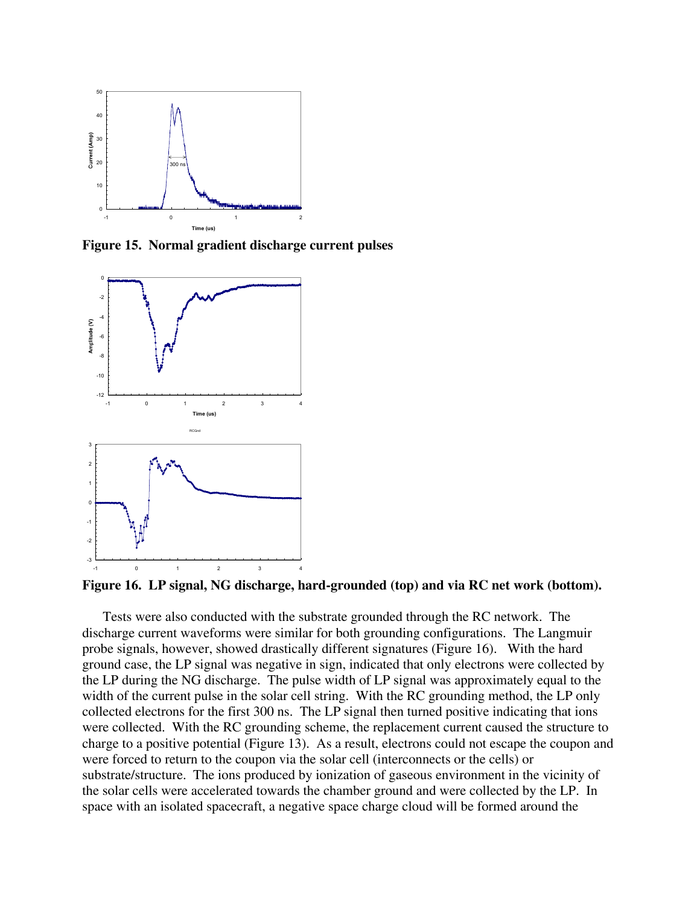**Figure 15. Normal gradient discharge current pulses**

**Figure 16. LP signal, NG discharge, hard-grounded (top) and via RC net work (bottom).**

Tests were also conducted with the substrate grounded through the RC network. The discharge current waveforms were similar for both grounding configurations. The Langmuir probe signals, however, showed drastically different signatures (Figure 16). With the hard ground case, the LP signal was negative in sign, indicated that only electrons were collected by the LP during the NG discharge. The pulse width of LP signal was approximately equal to the width of the current pulse in the solar cell string. With the RC grounding method, the LP only collected electrons for the first 300 ns. The LP signal then turned positive indicating that ions were collected. With the RC grounding scheme, the replacement current caused the structure to charge to a positive potential (Figure 13). As a result, electrons could not escape the coupon and were forced to return to the coupon via the solar cell (interconnects or the cells) or substrate/structure. The ions produced by ionization of gaseous environment in the vicinity of the solar cells were accelerated towards the chamber ground and were collected by the LP. In space with an isolated spacecraft, a negative space charge cloud will be formed around the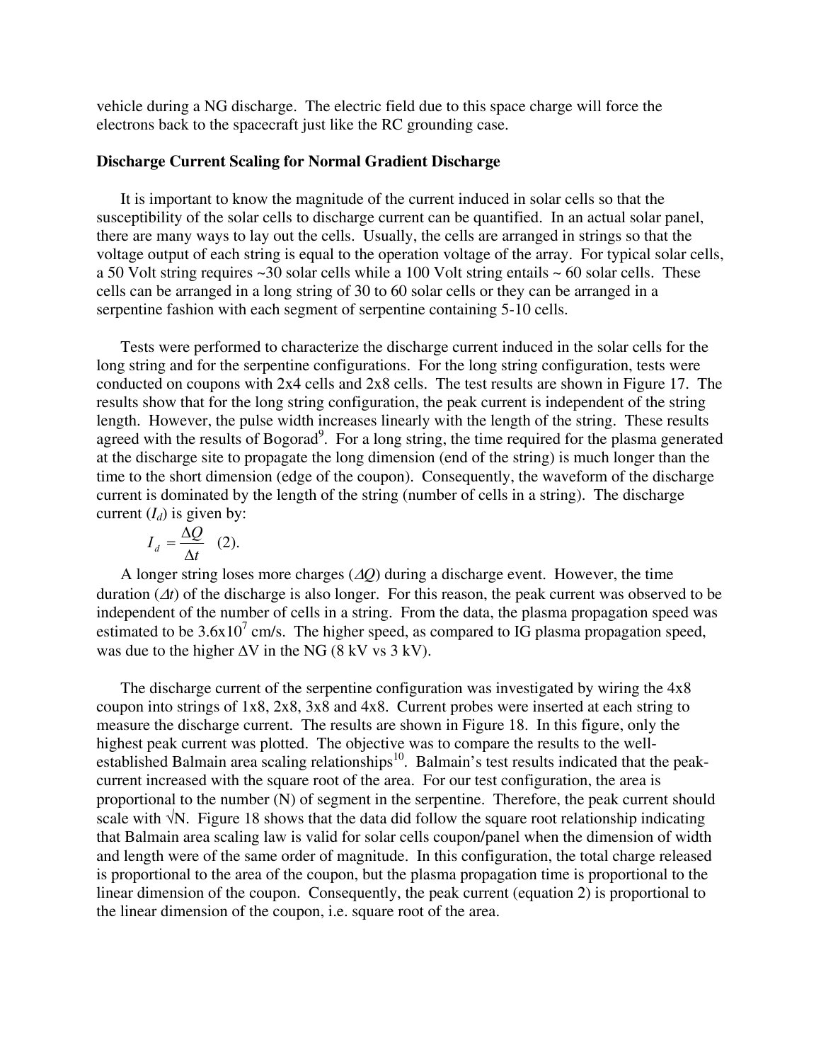vehicle during a NG discharge. The electric field due to this space charge will force the electrons back to the spacecraft just like the RC grounding case.

**Discharge Current Scaling for Normal Gradient Discharge**

It is important to know the magnitude of the current induced in solar cells so that the susceptibility of the solar cells to discharge current can be quantified. In an actual solar panel, there are many ways to lay out the cells. Usually, the cells are arranged in strings so that the voltage output of each string is equal to the operation voltage of the array. For typical solar cells, a 50 Volt string requires ~30 solar cells while a 100 Volt string entails ~ 60 solar cells. These cells can be arranged in a long string of 30 to 60 solar cells or they can be arranged in a serpentine fashion with each segment of serpentine containing 5-10 cells.

Tests were performed to characterize the discharge current induced in the solar cells for the long string and for the serpentine configurations. For the long string configuration, tests were conducted on coupons with 2x4 cells and 2x8 cells. The test results are shown in Figure 17. The results show that for the long string configuration, the peak current is independent of the string length. However, the pulse width increases linearly with the length of the string. These results agreed with the results of Bogorad[9]. For a long string, the time required for the plasma generated at the discharge site to propagate the long dimension (end of the string) is much longer than the time to the short dimension (edge of the coupon). Consequently, the waveform of the discharge current is dominated by the length of the string (number of cells in a string). The discharge current ($I_d$) is given by:

$$I_d = \frac{\Delta Q}{\Delta t} \quad (2).$$

A longer string loses more charges ($\Delta Q$) during a discharge event. However, the time duration ($\Delta t$) of the discharge is also longer. For this reason, the peak current was observed to be independent of the number of cells in a string. From the data, the plasma propagation speed was estimated to be $3.6 \times 10^7$ cm/s. The higher speed, as compared to IG plasma propagation speed, was due to the higher $\Delta V$ in the NG (8 kV vs 3 kV).

The discharge current of the serpentine configuration was investigated by wiring the 4x8 coupon into strings of 1x8, 2x8, 3x8 and 4x8. Current probes were inserted at each string to measure the discharge current. The results are shown in Figure 18. In this figure, only the highest peak current was plotted. The objective was to compare the results to the well-established Balmain area scaling relationships[10]. Balmain's test results indicated that the peak-current increased with the square root of the area. For our test configuration, the area is proportional to the number (N) of segment in the serpentine. Therefore, the peak current should scale with $\sqrt{N}$. Figure 18 shows that the data did follow the square root relationship indicating that Balmain area scaling law is valid for solar cells coupon/panel when the dimension of width and length were of the same order of magnitude. In this configuration, the total charge released is proportional to the area of the coupon, but the plasma propagation time is proportional to the linear dimension of the coupon. Consequently, the peak current (equation 2) is proportional to the linear dimension of the coupon, i.e. square root of the area.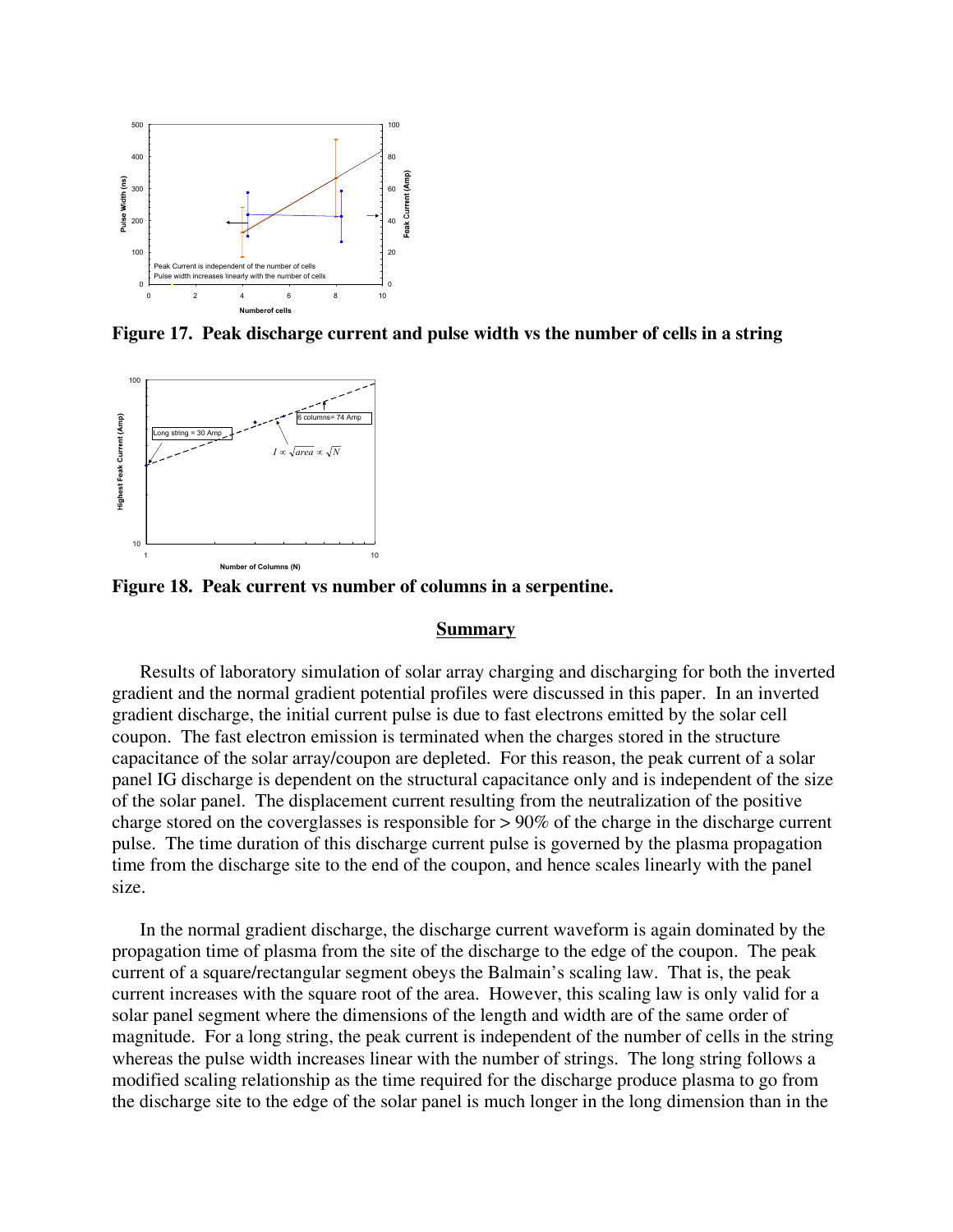Figure 17. Peak discharge current and pulse width vs the number of cells in a string

Figure 18. Peak current vs number of columns in a serpentine.

## Summary

Results of laboratory simulation of solar array charging and discharging for both the inverted gradient and the normal gradient potential profiles were discussed in this paper. In an inverted gradient discharge, the initial current pulse is due to fast electrons emitted by the solar cell coupon. The fast electron emission is terminated when the charges stored in the structure capacitance of the solar array/coupon are depleted. For this reason, the peak current of a solar panel IG discharge is dependent on the structural capacitance only and is independent of the size of the solar panel. The displacement current resulting from the neutralization of the positive charge stored on the coverglasses is responsible for > 90% of the charge in the discharge current pulse. The time duration of this discharge current pulse is governed by the plasma propagation time from the discharge site to the end of the coupon, and hence scales linearly with the panel size.

In the normal gradient discharge, the discharge current waveform is again dominated by the propagation time of plasma from the site of the discharge to the edge of the coupon. The peak current of a square/rectangular segment obeys the Balmain's scaling law. That is, the peak current increases with the square root of the area. However, this scaling law is only valid for a solar panel segment where the dimensions of the length and width are of the same order of magnitude. For a long string, the peak current is independent of the number of cells in the string whereas the pulse width increases linear with the number of strings. The long string follows a modified scaling relationship as the time required for the discharge produce plasma to go from the discharge site to the edge of the solar panel is much longer in the long dimension than in the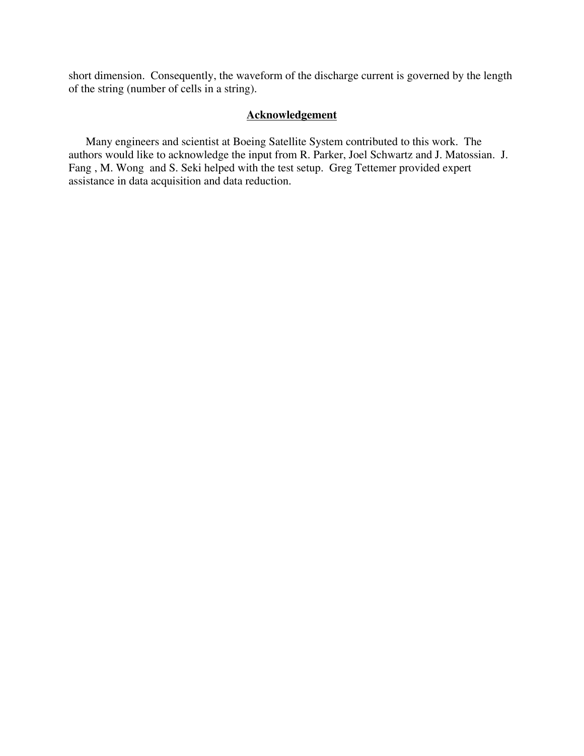short dimension. Consequently, the waveform of the discharge current is governed by the length of the string (number of cells in a string).

## Acknowledgement

Many engineers and scientist at Boeing Satellite System contributed to this work. The authors would like to acknowledge the input from R. Parker, Joel Schwartz and J. Matossian. J. Fang , M. Wong and S. Seki helped with the test setup. Greg Tettemer provided expert assistance in data acquisition and data reduction.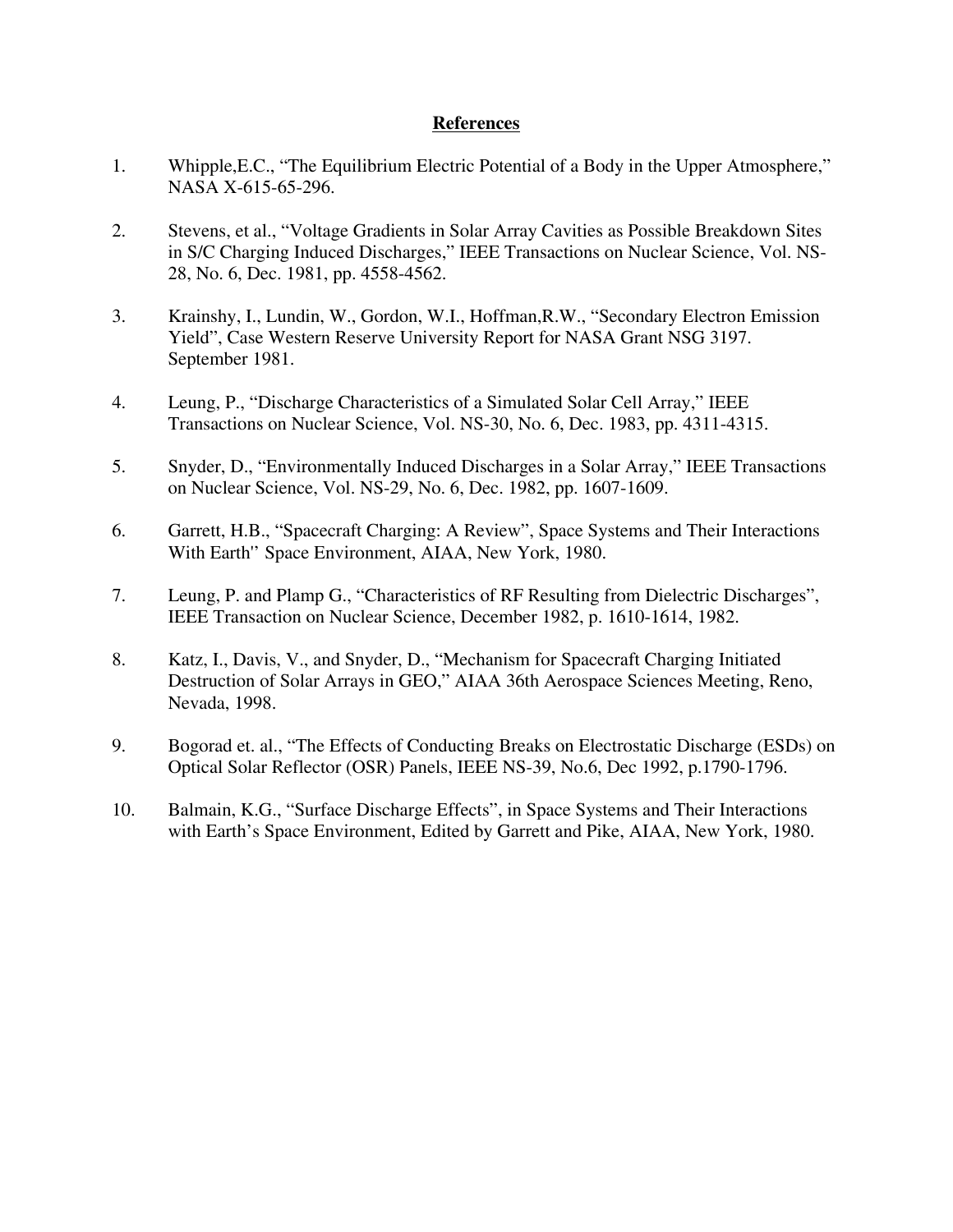## References

1. Whipple,E.C., “The Equilibrium Electric Potential of a Body in the Upper Atmosphere,” NASA X-615-65-296.

2. Stevens, et al., “Voltage Gradients in Solar Array Cavities as Possible Breakdown Sites in S/C Charging Induced Discharges,” IEEE Transactions on Nuclear Science, Vol. NS-28, No. 6, Dec. 1981, pp. 4558-4562.

3. Krainshy, I., Lundin, W., Gordon, W.I., Hoffman,R.W., “Secondary Electron Emission Yield”, Case Western Reserve University Report for NASA Grant NSG 3197. September 1981.

4. Leung, P., “Discharge Characteristics of a Simulated Solar Cell Array,” IEEE Transactions on Nuclear Science, Vol. NS-30, No. 6, Dec. 1983, pp. 4311-4315.

5. Snyder, D., “Environmentally Induced Discharges in a Solar Array,” IEEE Transactions on Nuclear Science, Vol. NS-29, No. 6, Dec. 1982, pp. 1607-1609.

6. Garrett, H.B., “Spacecraft Charging: A Review”, Space Systems and Their Interactions With Earth'' Space Environment, AIAA, New York, 1980.

7. Leung, P. and Plamp G., “Characteristics of RF Resulting from Dielectric Discharges”, IEEE Transaction on Nuclear Science, December 1982, p. 1610-1614, 1982.

8. Katz, I., Davis, V., and Snyder, D., “Mechanism for Spacecraft Charging Initiated Destruction of Solar Arrays in GEO,” AIAA 36th Aerospace Sciences Meeting, Reno, Nevada, 1998.

9. Bogorad et. al., “The Effects of Conducting Breaks on Electrostatic Discharge (ESDs) on Optical Solar Reflector (OSR) Panels, IEEE NS-39, No.6, Dec 1992, p.1790-1796.

10. Balmain, K.G., “Surface Discharge Effects”, in Space Systems and Their Interactions with Earth’s Space Environment, Edited by Garrett and Pike, AIAA, New York, 1980.